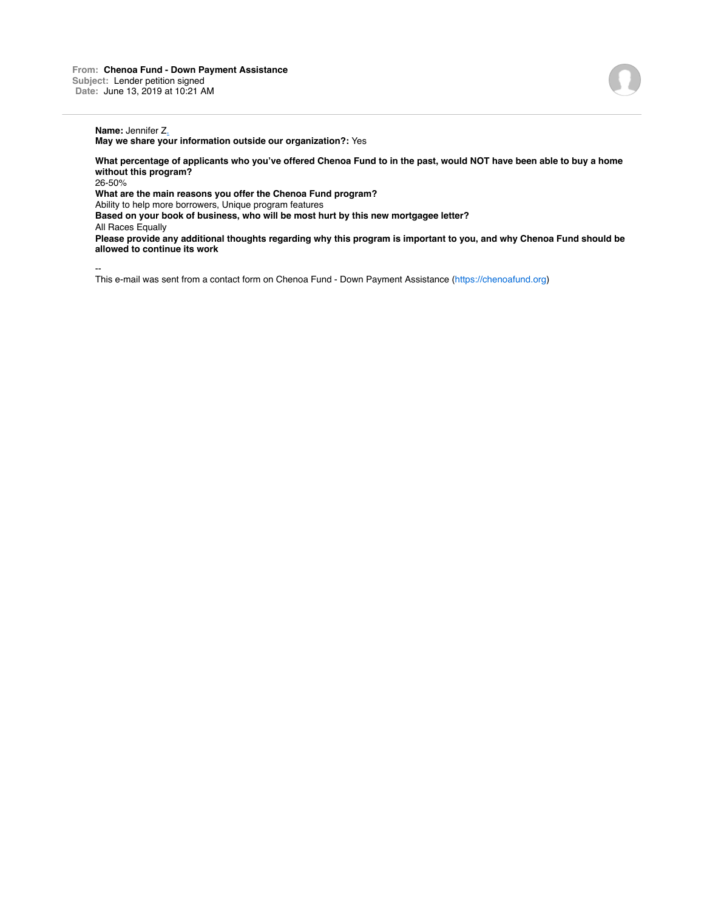**From:** Chenoa Fund - Down Payment Assistance
**Subject:** Lender petition signed
**Date:** June 13, 2019 at 10:21 AM

---

**Name:** Jennifer Z.
**May we share your information outside our organization?:** Yes

**What percentage of applicants who you've offered Chenoa Fund to in the past, would NOT have been able to buy a home without this program?**
26-50%
**What are the main reasons you offer the Chenoa Fund program?**
Ability to help more borrowers, Unique program features
**Based on your book of business, who will be most hurt by this new mortgagee letter?**
All Races Equally
**Please provide any additional thoughts regarding why this program is important to you, and why Chenoa Fund should be allowed to continue its work**

--
This e-mail was sent from a contact form on Chenoa Fund - Down Payment Assistance (https://chenoafund.org)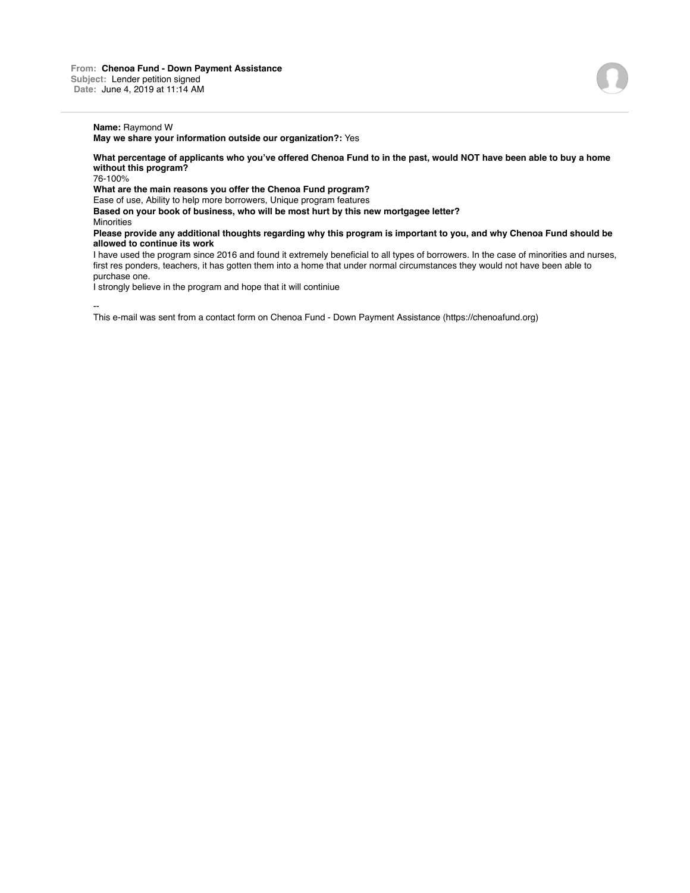**From:** Chenoa Fund - Down Payment Assistance
**Subject:** Lender petition signed
**Date:** June 4, 2019 at 11:14 AM

---

**Name:** Raymond W
**May we share your information outside our organization?:** Yes

**What percentage of applicants who you've offered Chenoa Fund to in the past, would NOT have been able to buy a home without this program?**
76-100%
**What are the main reasons you offer the Chenoa Fund program?**
Ease of use, Ability to help more borrowers, Unique program features
**Based on your book of business, who will be most hurt by this new mortgagee letter?**
Minorities
**Please provide any additional thoughts regarding why this program is important to you, and why Chenoa Fund should be allowed to continue its work**
I have used the program since 2016 and found it extremely beneficial to all types of borrowers. In the case of minorities and nurses, first res ponders, teachers, it has gotten them into a home that under normal circumstances they would not have been able to purchase one.
I strongly believe in the program and hope that it will continiue

--
This e-mail was sent from a contact form on Chenoa Fund - Down Payment Assistance (https://chenoafund.org)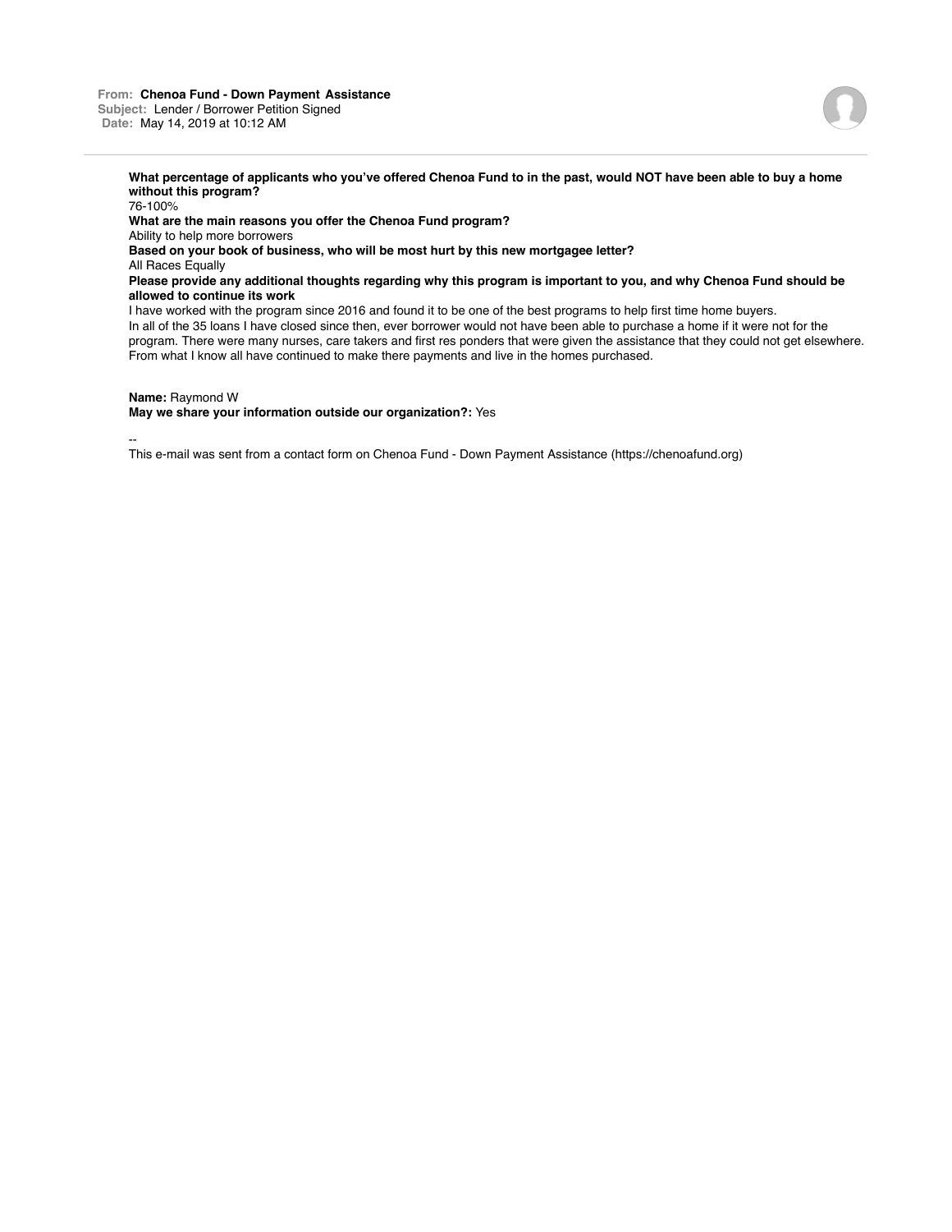**From:** **Chenoa Fund - Down Payment Assistance**
**Subject:** Lender / Borrower Petition Signed
**Date:** May 14, 2019 at 10:12 AM

---

**What percentage of applicants who you've offered Chenoa Fund to in the past, would NOT have been able to buy a home without this program?**
76-100%
**What are the main reasons you offer the Chenoa Fund program?**
Ability to help more borrowers
**Based on your book of business, who will be most hurt by this new mortgagee letter?**
All Races Equally
**Please provide any additional thoughts regarding why this program is important to you, and why Chenoa Fund should be allowed to continue its work**
I have worked with the program since 2016 and found it to be one of the best programs to help first time home buyers.
In all of the 35 loans I have closed since then, ever borrower would not have been able to purchase a home if it were not for the program. There were many nurses, care takers and first res ponders that were given the assistance that they could not get elsewhere. From what I know all have continued to make there payments and live in the homes purchased.

**Name:** Raymond W
**May we share your information outside our organization?:** Yes

--
This e-mail was sent from a contact form on Chenoa Fund - Down Payment Assistance (https://chenoafund.org)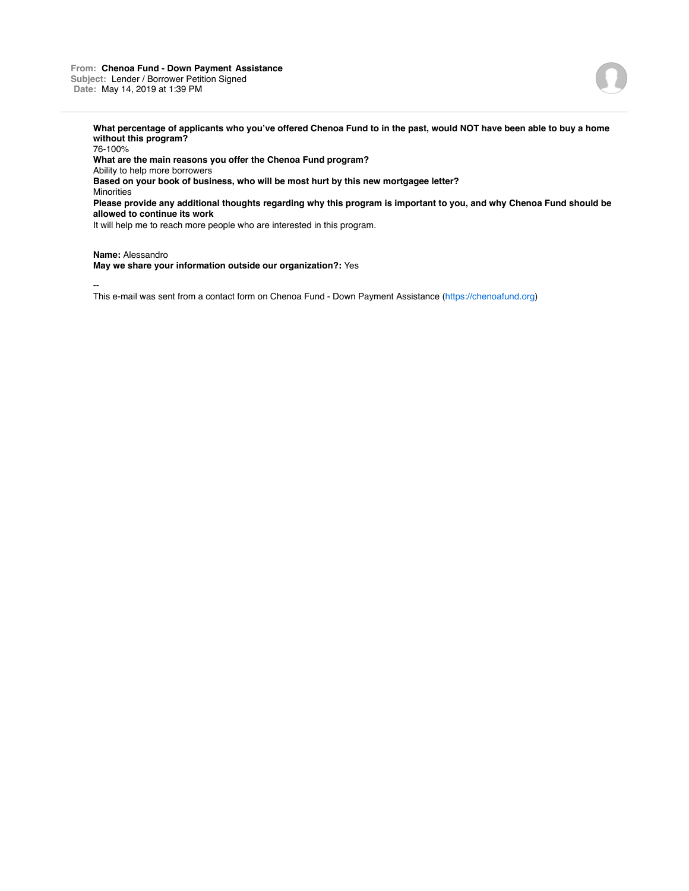**From:** **Chenoa Fund - Down Payment Assistance**
**Subject:** Lender / Borrower Petition Signed
**Date:** May 14, 2019 at 1:39 PM

---

**What percentage of applicants who you've offered Chenoa Fund to in the past, would NOT have been able to buy a home without this program?**
76-100%
**What are the main reasons you offer the Chenoa Fund program?**
Ability to help more borrowers
**Based on your book of business, who will be most hurt by this new mortgagee letter?**
Minorities
**Please provide any additional thoughts regarding why this program is important to you, and why Chenoa Fund should be allowed to continue its work**
It will help me to reach more people who are interested in this program.

**Name:** Alessandro
**May we share your information outside our organization?:** Yes

--
This e-mail was sent from a contact form on Chenoa Fund - Down Payment Assistance (https://chenoafund.org)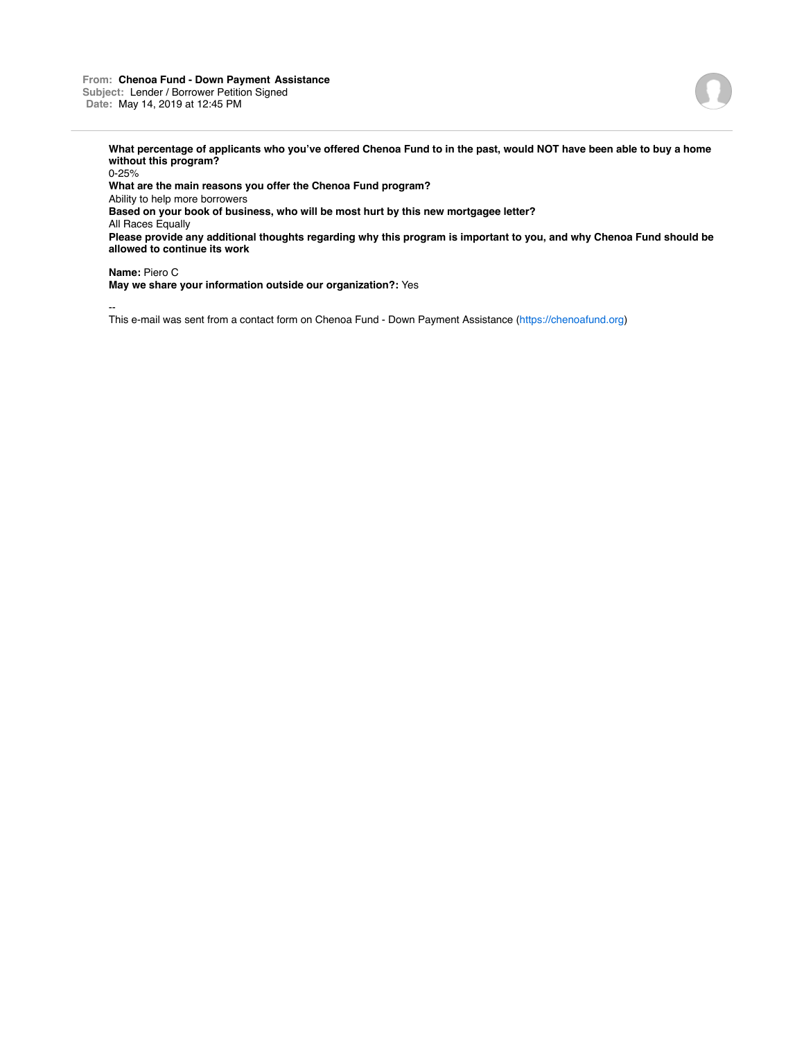**From:** Chenoa Fund - Down Payment Assistance
**Subject:** Lender / Borrower Petition Signed
**Date:** May 14, 2019 at 12:45 PM

---

**What percentage of applicants who you've offered Chenoa Fund to in the past, would NOT have been able to buy a home without this program?**
0-25%
**What are the main reasons you offer the Chenoa Fund program?**
Ability to help more borrowers
**Based on your book of business, who will be most hurt by this new mortgagee letter?**
All Races Equally
**Please provide any additional thoughts regarding why this program is important to you, and why Chenoa Fund should be allowed to continue its work**

**Name:** Piero C
**May we share your information outside our organization?:** Yes

--
This e-mail was sent from a contact form on Chenoa Fund - Down Payment Assistance (https://chenoafund.org)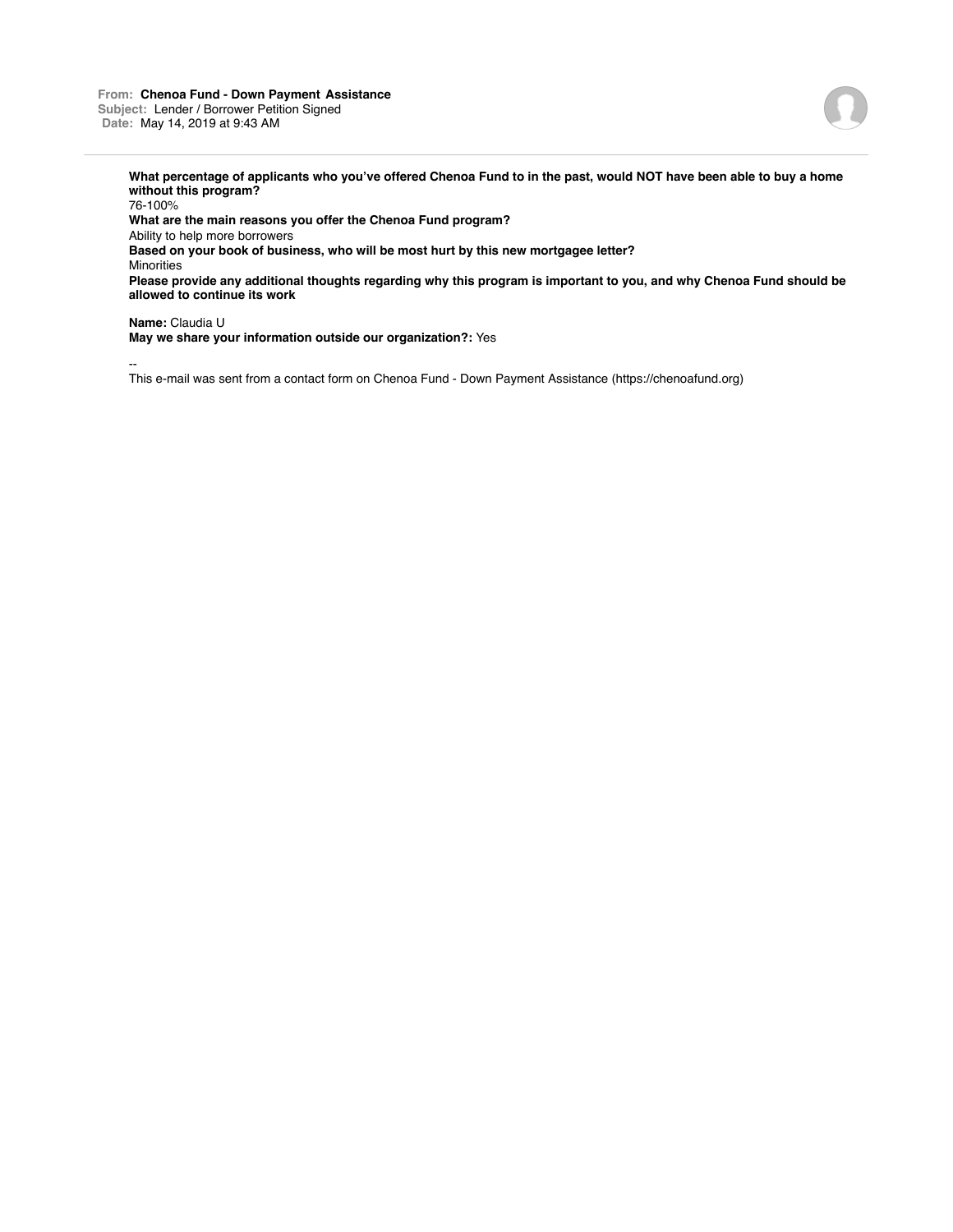**From:** **Chenoa Fund - Down Payment Assistance**
**Subject:** Lender / Borrower Petition Signed
**Date:** May 14, 2019 at 9:43 AM

---

**What percentage of applicants who you've offered Chenoa Fund to in the past, would NOT have been able to buy a home without this program?**
76-100%
**What are the main reasons you offer the Chenoa Fund program?**
Ability to help more borrowers
**Based on your book of business, who will be most hurt by this new mortgagee letter?**
Minorities
**Please provide any additional thoughts regarding why this program is important to you, and why Chenoa Fund should be allowed to continue its work**

**Name:** Claudia U
**May we share your information outside our organization?:** Yes

--
This e-mail was sent from a contact form on Chenoa Fund - Down Payment Assistance (https://chenoafund.org)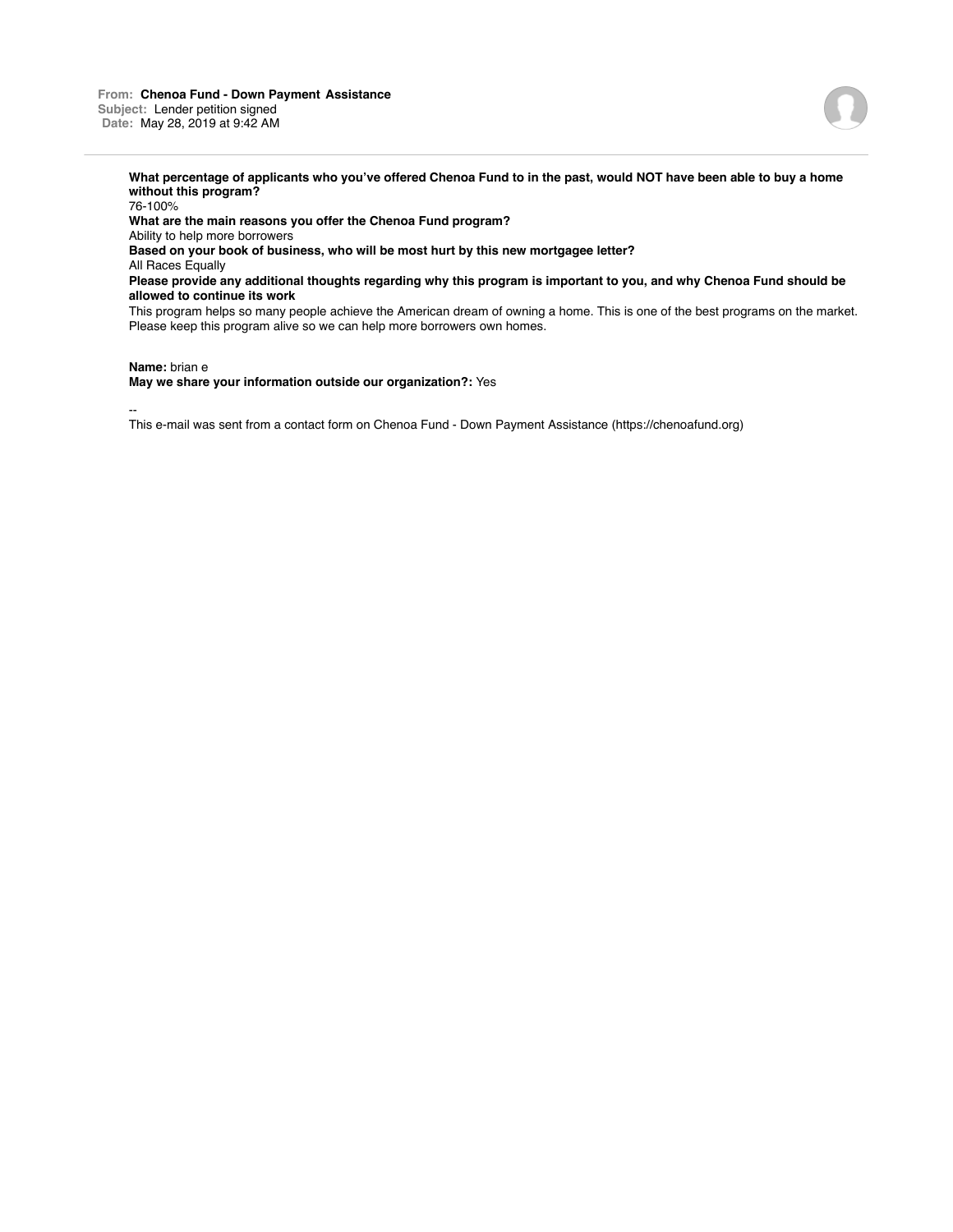**From:** **Chenoa Fund - Down Payment Assistance**
**Subject:** Lender petition signed
**Date:** May 28, 2019 at 9:42 AM

---

**What percentage of applicants who you've offered Chenoa Fund to in the past, would NOT have been able to buy a home without this program?**
76-100%
**What are the main reasons you offer the Chenoa Fund program?**
Ability to help more borrowers
**Based on your book of business, who will be most hurt by this new mortgagee letter?**
All Races Equally
**Please provide any additional thoughts regarding why this program is important to you, and why Chenoa Fund should be allowed to continue its work**
This program helps so many people achieve the American dream of owning a home. This is one of the best programs on the market. Please keep this program alive so we can help more borrowers own homes.

**Name:** brian e
**May we share your information outside our organization?:** Yes

--
This e-mail was sent from a contact form on Chenoa Fund - Down Payment Assistance (https://chenoafund.org)